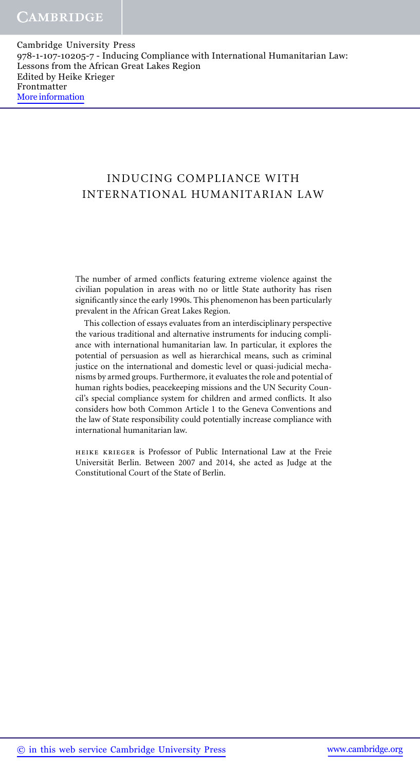# INDUCING COMPLIANCE WITH INTERNATIONAL HUMANITARIAN LAW

The number of armed conflicts featuring extreme violence against the civilian population in areas with no or little State authority has risen significantly since the early 1990s. This phenomenon has been particularly prevalent in the African Great Lakes Region.

This collection of essays evaluates from an interdisciplinary perspective the various traditional and alternative instruments for inducing compliance with international humanitarian law. In particular, it explores the potential of persuasion as well as hierarchical means, such as criminal justice on the international and domestic level or quasi-judicial mechanisms by armed groups. Furthermore, it evaluates the role and potential of human rights bodies, peacekeeping missions and the UN Security Council's special compliance system for children and armed conflicts. It also considers how both Common Article 1 to the Geneva Conventions and the law of State responsibility could potentially increase compliance with international humanitarian law.

HEIKE KRIEGER is Professor of Public International Law at the Freie Universität Berlin. Between 2007 and 2014, she acted as Judge at the Constitutional Court of the State of Berlin.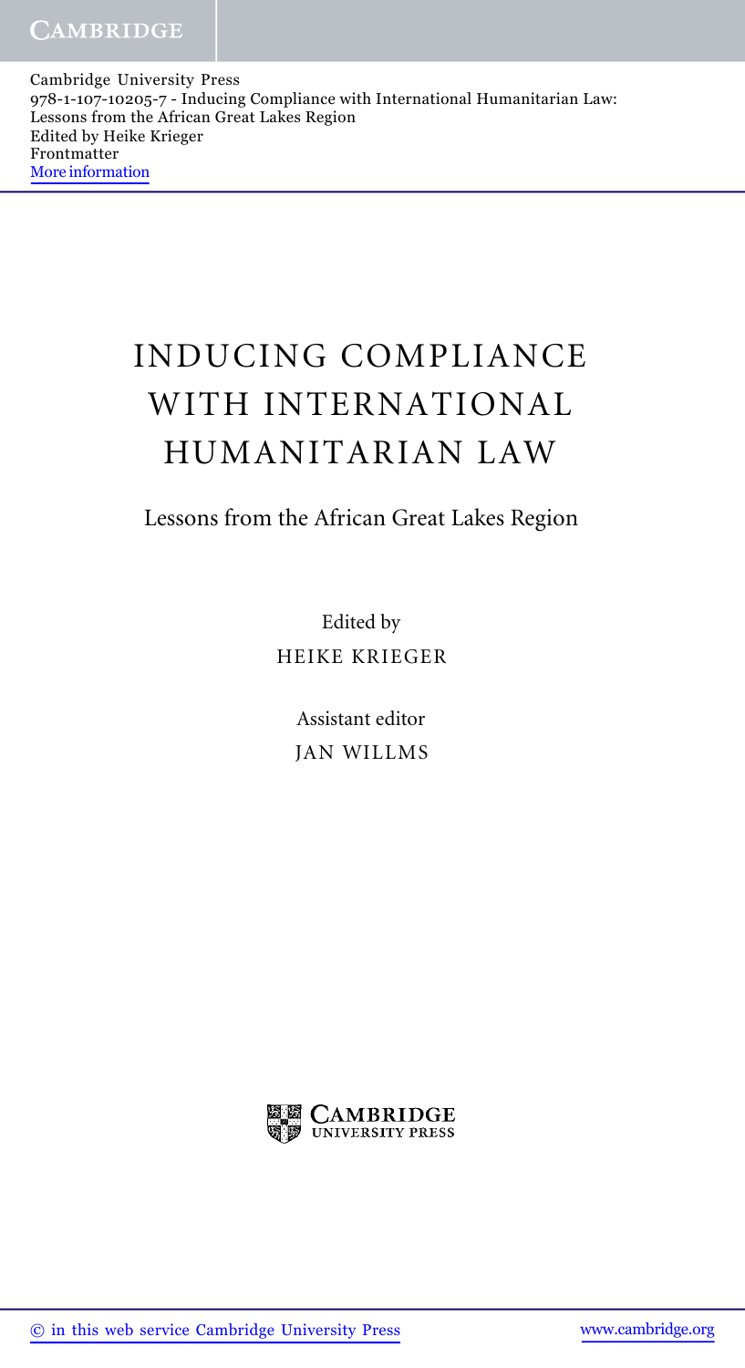# INDUCING COMPLIANCE WITH INTERNATIONAL HUMANITARIAN LAW

## Lessons from the African Great Lakes Region

Edited by

HEIKE KRIEGER

Assistant editor

JAN WILLMS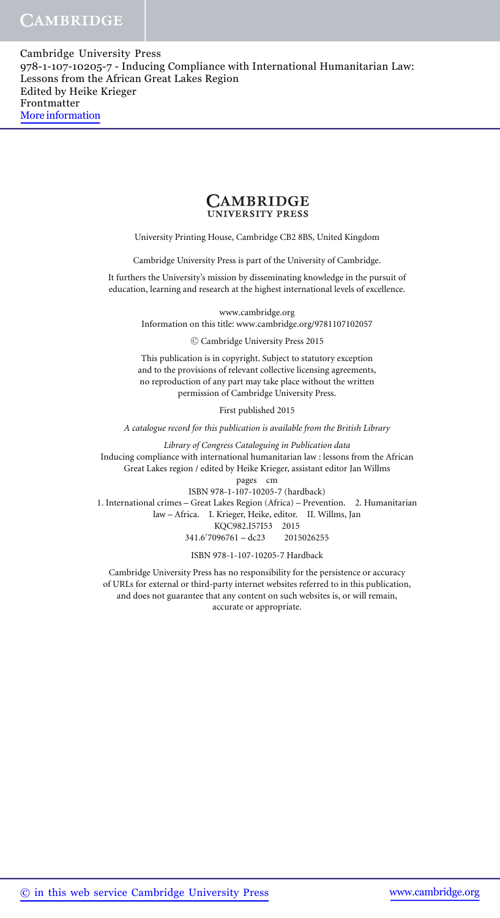CAMBRIDGE
UNIVERSITY PRESS

University Printing House, Cambridge CB2 8BS, United Kingdom

Cambridge University Press is part of the University of Cambridge.

It furthers the University's mission by disseminating knowledge in the pursuit of education, learning and research at the highest international levels of excellence.

www.cambridge.org
Information on this title: www.cambridge.org/9781107102057

© Cambridge University Press 2015

This publication is in copyright. Subject to statutory exception and to the provisions of relevant collective licensing agreements, no reproduction of any part may take place without the written permission of Cambridge University Press.

First published 2015

*A catalogue record for this publication is available from the British Library*

*Library of Congress Cataloguing in Publication data*
Inducing compliance with international humanitarian law : lessons from the African Great Lakes region / edited by Heike Krieger, assistant editor Jan Willms
pages cm
ISBN 978-1-107-10205-7 (hardback)
1. International crimes – Great Lakes Region (Africa) – Prevention. 2. Humanitarian law – Africa. I. Krieger, Heike, editor. II. Willms, Jan
KQC982.I57I53 2015
341.6′7096761 – dc23 2015026255

ISBN 978-1-107-10205-7 Hardback

Cambridge University Press has no responsibility for the persistence or accuracy of URLs for external or third-party internet websites referred to in this publication, and does not guarantee that any content on such websites is, or will remain, accurate or appropriate.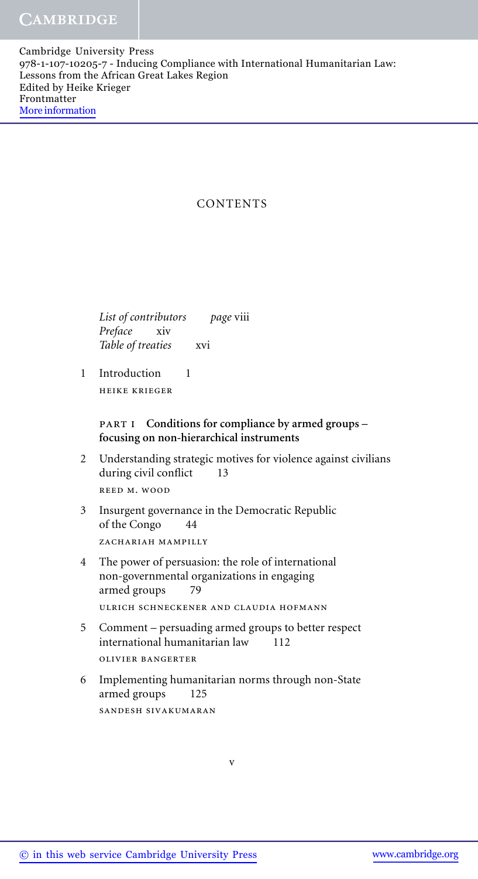# CONTENTS

*List of contributors* page viii
*Preface* xiv
*Table of treaties* xvi

1 Introduction 1
HEIKE KRIEGER

## PART I Conditions for compliance by armed groups – focusing on non-hierarchical instruments

2 Understanding strategic motives for violence against civilians during civil conflict 13
REED M. WOOD

3 Insurgent governance in the Democratic Republic of the Congo 44
ZACHARIAH MAMPILLY

4 The power of persuasion: the role of international non-governmental organizations in engaging armed groups 79
ULRICH SCHNECKENER AND CLAUDIA HOFMANN

5 Comment – persuading armed groups to better respect international humanitarian law 112
OLIVIER BANGERTER

6 Implementing humanitarian norms through non-State armed groups 125
SANDESH SIVAKUMARAN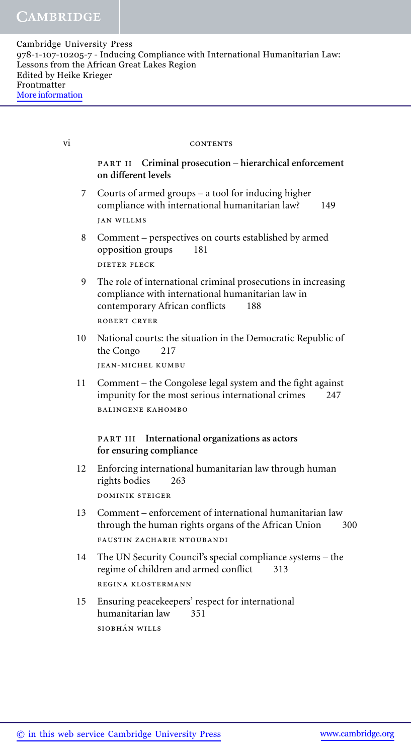## PART II Criminal prosecution – hierarchical enforcement on different levels

7 Courts of armed groups – a tool for inducing higher compliance with international humanitarian law? 149
JAN WILLMS

8 Comment – perspectives on courts established by armed opposition groups 181
DIETER FLECK

9 The role of international criminal prosecutions in increasing compliance with international humanitarian law in contemporary African conflicts 188
ROBERT CRYER

10 National courts: the situation in the Democratic Republic of the Congo 217
JEAN-MICHEL KUMBU

11 Comment – the Congolese legal system and the fight against impunity for the most serious international crimes 247
BALINGENE KAHOMBO

## PART III International organizations as actors for ensuring compliance

12 Enforcing international humanitarian law through human rights bodies 263
DOMINIK STEIGER

13 Comment – enforcement of international humanitarian law through the human rights organs of the African Union 300
FAUSTIN ZACHARIE NTOUBANDI

14 The UN Security Council's special compliance systems – the regime of children and armed conflict 313
REGINA KLOSTERMANN

15 Ensuring peacekeepers' respect for international humanitarian law 351
SIOBHÁN WILLS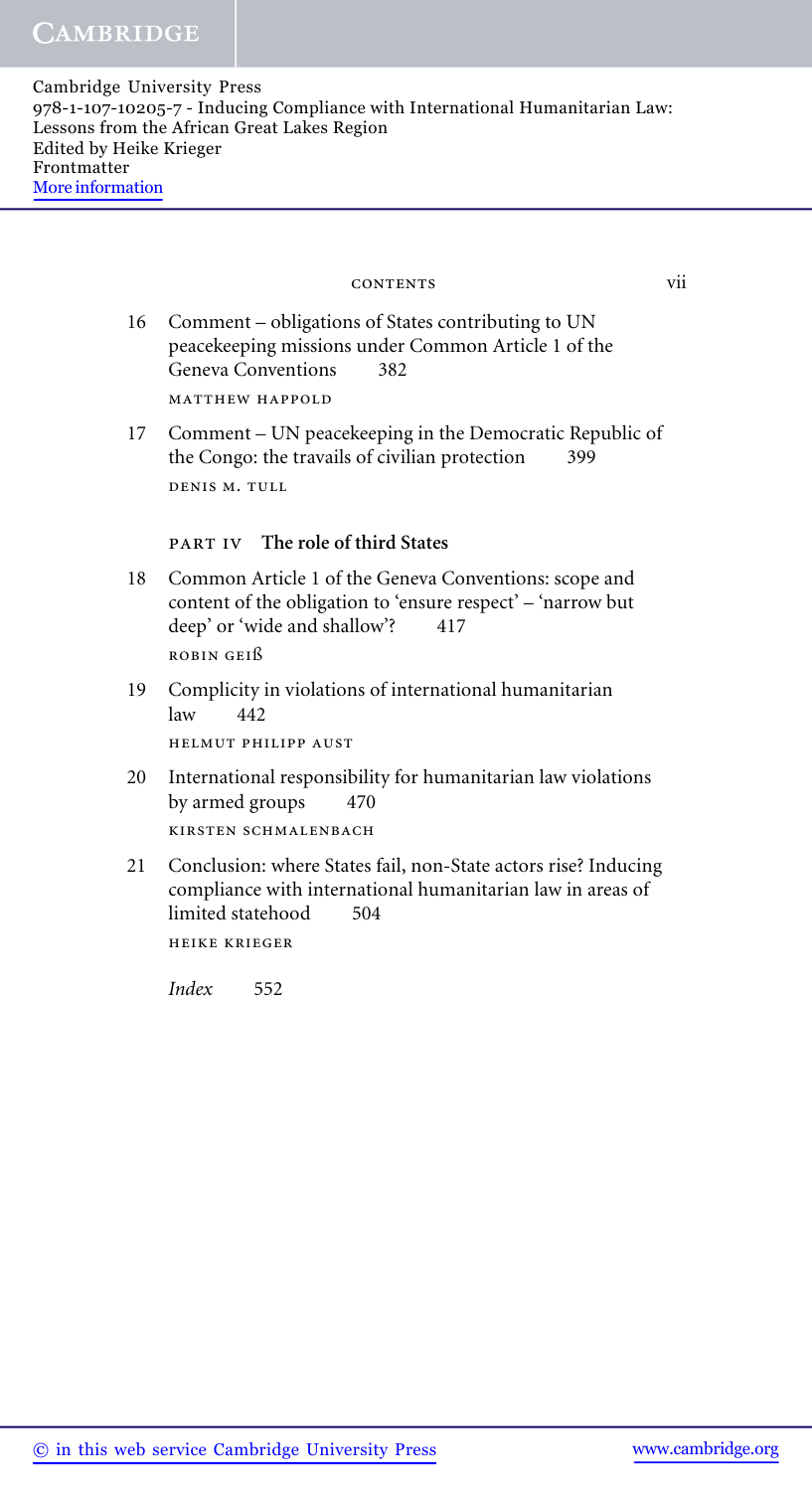16 Comment – obligations of States contributing to UN peacekeeping missions under Common Article 1 of the Geneva Conventions 382

MATTHEW HAPPOLD

17 Comment – UN peacekeeping in the Democratic Republic of the Congo: the travails of civilian protection 399

DENIS M. TULL

## PART IV The role of third States

18 Common Article 1 of the Geneva Conventions: scope and content of the obligation to 'ensure respect' – 'narrow but deep' or 'wide and shallow'? 417

ROBIN GEIß

19 Complicity in violations of international humanitarian law 442

HELMUT PHILIPP AUST

20 International responsibility for humanitarian law violations by armed groups 470

KIRSTEN SCHMALENBACH

21 Conclusion: where States fail, non-State actors rise? Inducing compliance with international humanitarian law in areas of limited statehood 504

HEIKE KRIEGER

*Index* 552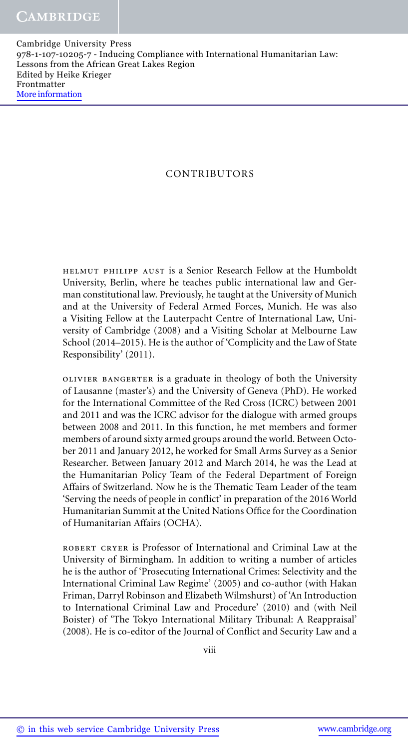# CONTRIBUTORS

HELMUT PHILIPP AUST is a Senior Research Fellow at the Humboldt University, Berlin, where he teaches public international law and German constitutional law. Previously, he taught at the University of Munich and at the University of Federal Armed Forces, Munich. He was also a Visiting Fellow at the Lauterpacht Centre of International Law, University of Cambridge (2008) and a Visiting Scholar at Melbourne Law School (2014–2015). He is the author of 'Complicity and the Law of State Responsibility' (2011).

OLIVIER BANGERTER is a graduate in theology of both the University of Lausanne (master's) and the University of Geneva (PhD). He worked for the International Committee of the Red Cross (ICRC) between 2001 and 2011 and was the ICRC advisor for the dialogue with armed groups between 2008 and 2011. In this function, he met members and former members of around sixty armed groups around the world. Between October 2011 and January 2012, he worked for Small Arms Survey as a Senior Researcher. Between January 2012 and March 2014, he was the Lead at the Humanitarian Policy Team of the Federal Department of Foreign Affairs of Switzerland. Now he is the Thematic Team Leader of the team 'Serving the needs of people in conflict' in preparation of the 2016 World Humanitarian Summit at the United Nations Office for the Coordination of Humanitarian Affairs (OCHA).

ROBERT CRYER is Professor of International and Criminal Law at the University of Birmingham. In addition to writing a number of articles he is the author of 'Prosecuting International Crimes: Selectivity and the International Criminal Law Regime' (2005) and co-author (with Hakan Friman, Darryl Robinson and Elizabeth Wilmshurst) of 'An Introduction to International Criminal Law and Procedure' (2010) and (with Neil Boister) of 'The Tokyo International Military Tribunal: A Reappraisal' (2008). He is co-editor of the Journal of Conflict and Security Law and a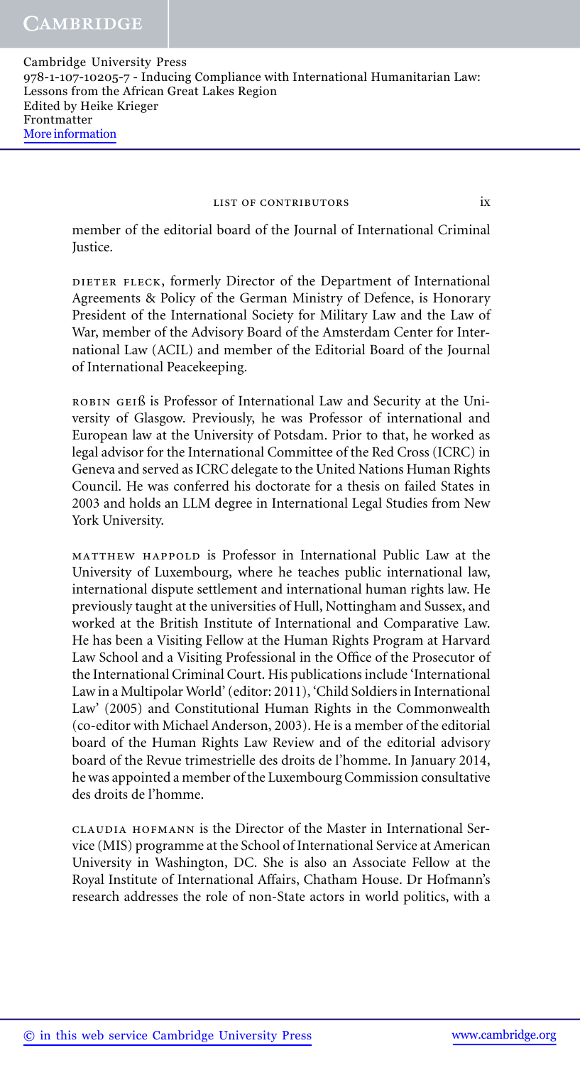member of the editorial board of the Journal of International Criminal Justice.

DIETER FLECK, formerly Director of the Department of International Agreements & Policy of the German Ministry of Defence, is Honorary President of the International Society for Military Law and the Law of War, member of the Advisory Board of the Amsterdam Center for International Law (ACIL) and member of the Editorial Board of the Journal of International Peacekeeping.

ROBIN GEIß is Professor of International Law and Security at the University of Glasgow. Previously, he was Professor of international and European law at the University of Potsdam. Prior to that, he worked as legal advisor for the International Committee of the Red Cross (ICRC) in Geneva and served as ICRC delegate to the United Nations Human Rights Council. He was conferred his doctorate for a thesis on failed States in 2003 and holds an LLM degree in International Legal Studies from New York University.

MATTHEW HAPPOLD is Professor in International Public Law at the University of Luxembourg, where he teaches public international law, international dispute settlement and international human rights law. He previously taught at the universities of Hull, Nottingham and Sussex, and worked at the British Institute of International and Comparative Law. He has been a Visiting Fellow at the Human Rights Program at Harvard Law School and a Visiting Professional in the Office of the Prosecutor of the International Criminal Court. His publications include 'International Law in a Multipolar World' (editor: 2011), 'Child Soldiers in International Law' (2005) and Constitutional Human Rights in the Commonwealth (co-editor with Michael Anderson, 2003). He is a member of the editorial board of the Human Rights Law Review and of the editorial advisory board of the Revue trimestrielle des droits de l'homme. In January 2014, he was appointed a member of the Luxembourg Commission consultative des droits de l'homme.

CLAUDIA HOFMANN is the Director of the Master in International Service (MIS) programme at the School of International Service at American University in Washington, DC. She is also an Associate Fellow at the Royal Institute of International Affairs, Chatham House. Dr Hofmann's research addresses the role of non-State actors in world politics, with a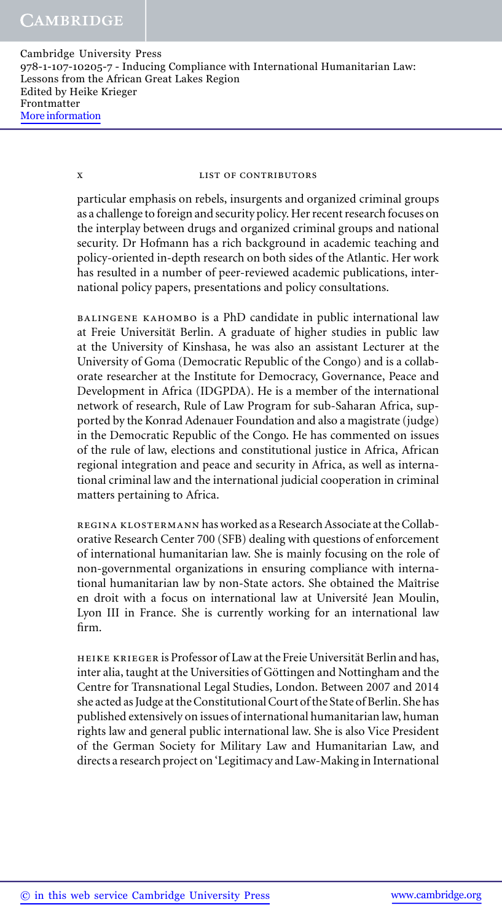particular emphasis on rebels, insurgents and organized criminal groups as a challenge to foreign and security policy. Her recent research focuses on the interplay between drugs and organized criminal groups and national security. Dr Hofmann has a rich background in academic teaching and policy-oriented in-depth research on both sides of the Atlantic. Her work has resulted in a number of peer-reviewed academic publications, international policy papers, presentations and policy consultations.

BALINGENE KAHOMBO is a PhD candidate in public international law at Freie Universität Berlin. A graduate of higher studies in public law at the University of Kinshasa, he was also an assistant Lecturer at the University of Goma (Democratic Republic of the Congo) and is a collaborate researcher at the Institute for Democracy, Governance, Peace and Development in Africa (IDGPDA). He is a member of the international network of research, Rule of Law Program for sub-Saharan Africa, supported by the Konrad Adenauer Foundation and also a magistrate (judge) in the Democratic Republic of the Congo. He has commented on issues of the rule of law, elections and constitutional justice in Africa, African regional integration and peace and security in Africa, as well as international criminal law and the international judicial cooperation in criminal matters pertaining to Africa.

REGINA KLOSTERMANN has worked as a Research Associate at the Collaborative Research Center 700 (SFB) dealing with questions of enforcement of international humanitarian law. She is mainly focusing on the role of non-governmental organizations in ensuring compliance with international humanitarian law by non-State actors. She obtained the Maîtrise en droit with a focus on international law at Université Jean Moulin, Lyon III in France. She is currently working for an international law firm.

HEIKE KRIEGER is Professor of Law at the Freie Universität Berlin and has, inter alia, taught at the Universities of Göttingen and Nottingham and the Centre for Transnational Legal Studies, London. Between 2007 and 2014 she acted as Judge at the Constitutional Court of the State of Berlin. She has published extensively on issues of international humanitarian law, human rights law and general public international law. She is also Vice President of the German Society for Military Law and Humanitarian Law, and directs a research project on 'Legitimacy and Law-Making in International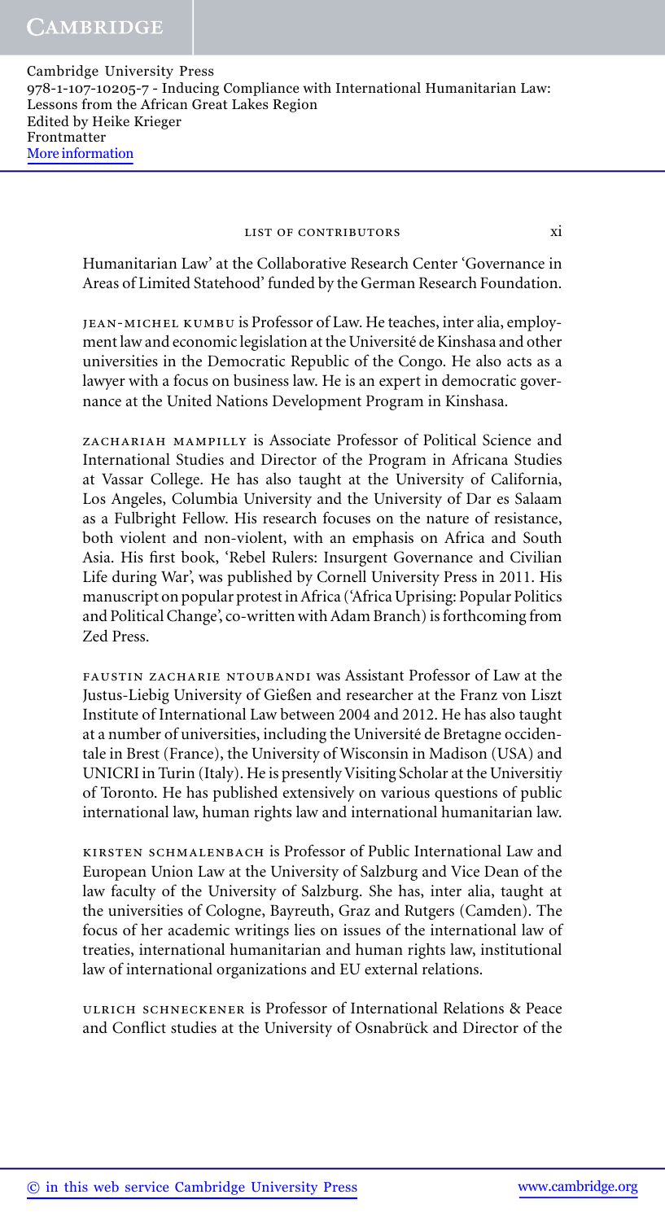Humanitarian Law' at the Collaborative Research Center 'Governance in Areas of Limited Statehood' funded by the German Research Foundation.

JEAN-MICHEL KUMBU is Professor of Law. He teaches, inter alia, employment law and economic legislation at the Université de Kinshasa and other universities in the Democratic Republic of the Congo. He also acts as a lawyer with a focus on business law. He is an expert in democratic governance at the United Nations Development Program in Kinshasa.

ZACHARIAH MAMPILLY is Associate Professor of Political Science and International Studies and Director of the Program in Africana Studies at Vassar College. He has also taught at the University of California, Los Angeles, Columbia University and the University of Dar es Salaam as a Fulbright Fellow. His research focuses on the nature of resistance, both violent and non-violent, with an emphasis on Africa and South Asia. His first book, 'Rebel Rulers: Insurgent Governance and Civilian Life during War', was published by Cornell University Press in 2011. His manuscript on popular protest in Africa ('Africa Uprising: Popular Politics and Political Change', co-written with Adam Branch) is forthcoming from Zed Press.

FAUSTIN ZACHARIE NTOUBANDI was Assistant Professor of Law at the Justus-Liebig University of Gießen and researcher at the Franz von Liszt Institute of International Law between 2004 and 2012. He has also taught at a number of universities, including the Université de Bretagne occidentale in Brest (France), the University of Wisconsin in Madison (USA) and UNICRI in Turin (Italy). He is presently Visiting Scholar at the Universitiy of Toronto. He has published extensively on various questions of public international law, human rights law and international humanitarian law.

KIRSTEN SCHMALENBACH is Professor of Public International Law and European Union Law at the University of Salzburg and Vice Dean of the law faculty of the University of Salzburg. She has, inter alia, taught at the universities of Cologne, Bayreuth, Graz and Rutgers (Camden). The focus of her academic writings lies on issues of the international law of treaties, international humanitarian and human rights law, institutional law of international organizations and EU external relations.

ULRICH SCHNECKENER is Professor of International Relations & Peace and Conflict studies at the University of Osnabrück and Director of the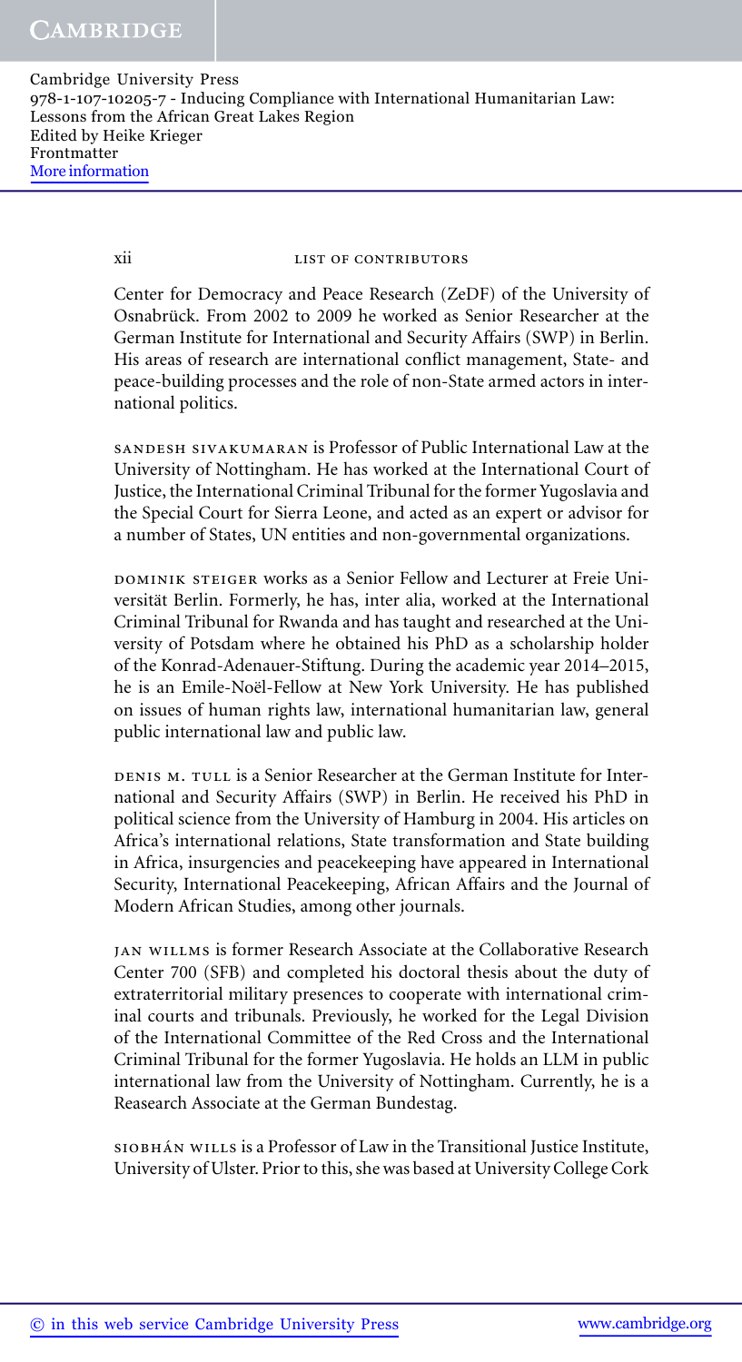Center for Democracy and Peace Research (ZeDF) of the University of Osnabrück. From 2002 to 2009 he worked as Senior Researcher at the German Institute for International and Security Affairs (SWP) in Berlin. His areas of research are international conflict management, State- and peace-building processes and the role of non-State armed actors in international politics.

SANDESH SIVAKUMARAN is Professor of Public International Law at the University of Nottingham. He has worked at the International Court of Justice, the International Criminal Tribunal for the former Yugoslavia and the Special Court for Sierra Leone, and acted as an expert or advisor for a number of States, UN entities and non-governmental organizations.

DOMINIK STEIGER works as a Senior Fellow and Lecturer at Freie Universität Berlin. Formerly, he has, inter alia, worked at the International Criminal Tribunal for Rwanda and has taught and researched at the University of Potsdam where he obtained his PhD as a scholarship holder of the Konrad-Adenauer-Stiftung. During the academic year 2014–2015, he is an Emile-Noël-Fellow at New York University. He has published on issues of human rights law, international humanitarian law, general public international law and public law.

DENIS M. TULL is a Senior Researcher at the German Institute for International and Security Affairs (SWP) in Berlin. He received his PhD in political science from the University of Hamburg in 2004. His articles on Africa's international relations, State transformation and State building in Africa, insurgencies and peacekeeping have appeared in International Security, International Peacekeeping, African Affairs and the Journal of Modern African Studies, among other journals.

JAN WILLMS is former Research Associate at the Collaborative Research Center 700 (SFB) and completed his doctoral thesis about the duty of extraterritorial military presences to cooperate with international criminal courts and tribunals. Previously, he worked for the Legal Division of the International Committee of the Red Cross and the International Criminal Tribunal for the former Yugoslavia. He holds an LLM in public international law from the University of Nottingham. Currently, he is a Reasearch Associate at the German Bundestag.

SIOBHÁN WILLS is a Professor of Law in the Transitional Justice Institute, University of Ulster. Prior to this, she was based at University College Cork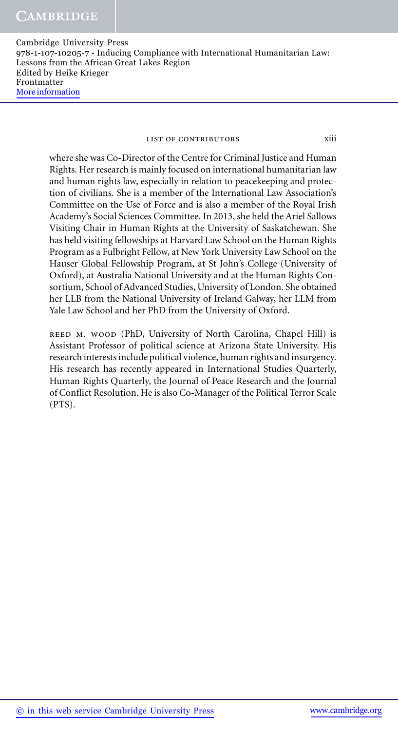where she was Co-Director of the Centre for Criminal Justice and Human Rights. Her research is mainly focused on international humanitarian law and human rights law, especially in relation to peacekeeping and protection of civilians. She is a member of the International Law Association's Committee on the Use of Force and is also a member of the Royal Irish Academy's Social Sciences Committee. In 2013, she held the Ariel Sallows Visiting Chair in Human Rights at the University of Saskatchewan. She has held visiting fellowships at Harvard Law School on the Human Rights Program as a Fulbright Fellow, at New York University Law School on the Hauser Global Fellowship Program, at St John's College (University of Oxford), at Australia National University and at the Human Rights Consortium, School of Advanced Studies, University of London. She obtained her LLB from the National University of Ireland Galway, her LLM from Yale Law School and her PhD from the University of Oxford.

REED M. WOOD (PhD, University of North Carolina, Chapel Hill) is Assistant Professor of political science at Arizona State University. His research interests include political violence, human rights and insurgency. His research has recently appeared in International Studies Quarterly, Human Rights Quarterly, the Journal of Peace Research and the Journal of Conflict Resolution. He is also Co-Manager of the Political Terror Scale (PTS).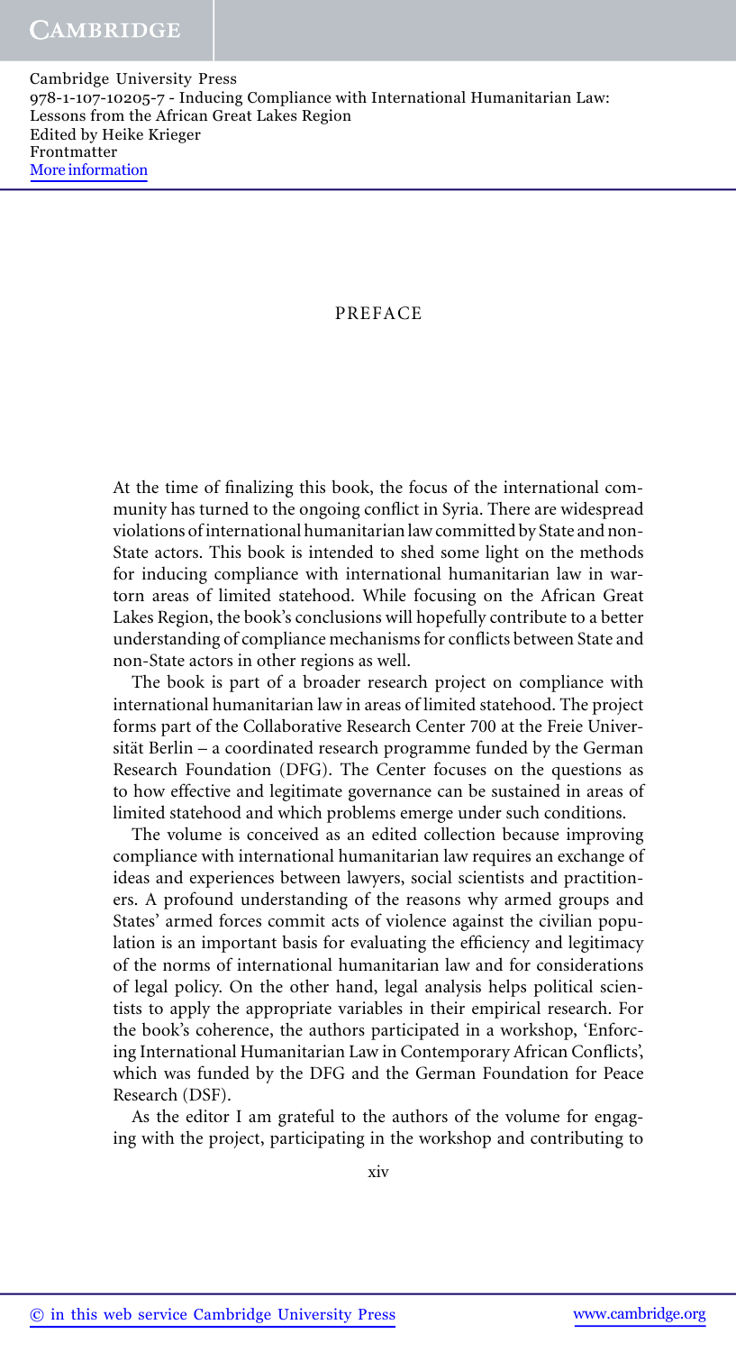# PREFACE

At the time of finalizing this book, the focus of the international community has turned to the ongoing conflict in Syria. There are widespread violations of international humanitarian law committed by State and non-State actors. This book is intended to shed some light on the methods for inducing compliance with international humanitarian law in war-torn areas of limited statehood. While focusing on the African Great Lakes Region, the book's conclusions will hopefully contribute to a better understanding of compliance mechanisms for conflicts between State and non-State actors in other regions as well.

The book is part of a broader research project on compliance with international humanitarian law in areas of limited statehood. The project forms part of the Collaborative Research Center 700 at the Freie Universität Berlin – a coordinated research programme funded by the German Research Foundation (DFG). The Center focuses on the questions as to how effective and legitimate governance can be sustained in areas of limited statehood and which problems emerge under such conditions.

The volume is conceived as an edited collection because improving compliance with international humanitarian law requires an exchange of ideas and experiences between lawyers, social scientists and practitioners. A profound understanding of the reasons why armed groups and States' armed forces commit acts of violence against the civilian population is an important basis for evaluating the efficiency and legitimacy of the norms of international humanitarian law and for considerations of legal policy. On the other hand, legal analysis helps political scientists to apply the appropriate variables in their empirical research. For the book's coherence, the authors participated in a workshop, 'Enforcing International Humanitarian Law in Contemporary African Conflicts', which was funded by the DFG and the German Foundation for Peace Research (DSF).

As the editor I am grateful to the authors of the volume for engaging with the project, participating in the workshop and contributing to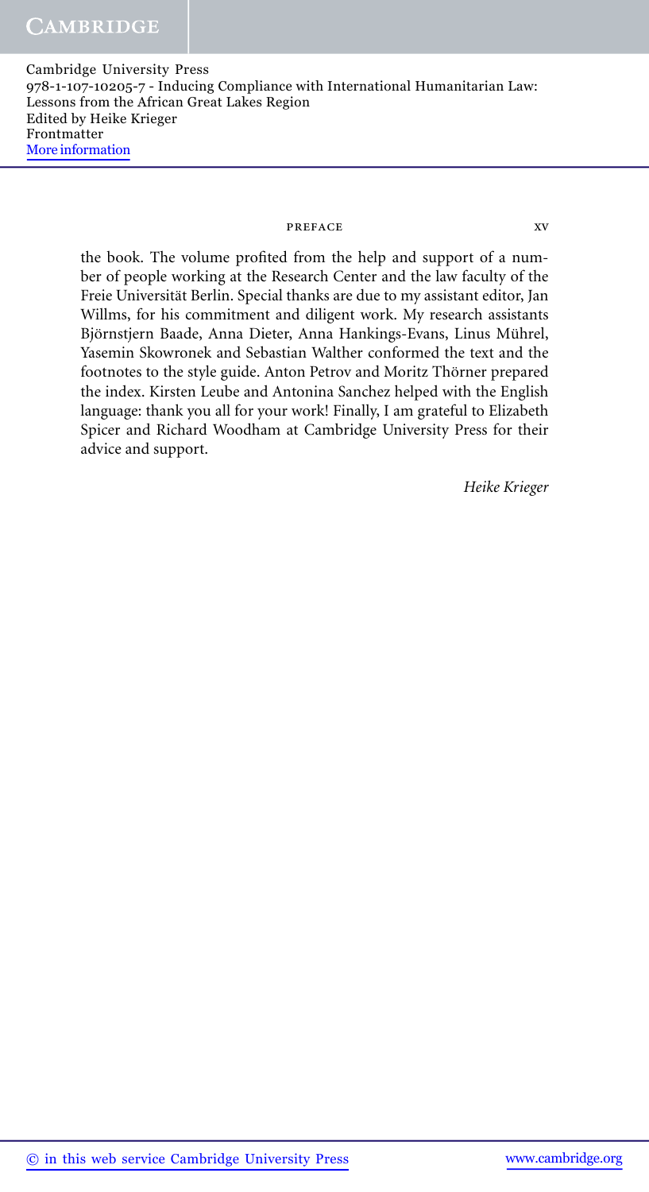the book. The volume profited from the help and support of a number of people working at the Research Center and the law faculty of the Freie Universität Berlin. Special thanks are due to my assistant editor, Jan Willms, for his commitment and diligent work. My research assistants Björnstjern Baade, Anna Dieter, Anna Hankings-Evans, Linus Mührel, Yasemin Skowronek and Sebastian Walther conformed the text and the footnotes to the style guide. Anton Petrov and Moritz Thörner prepared the index. Kirsten Leube and Antonina Sanchez helped with the English language: thank you all for your work! Finally, I am grateful to Elizabeth Spicer and Richard Woodham at Cambridge University Press for their advice and support.

*Heike Krieger*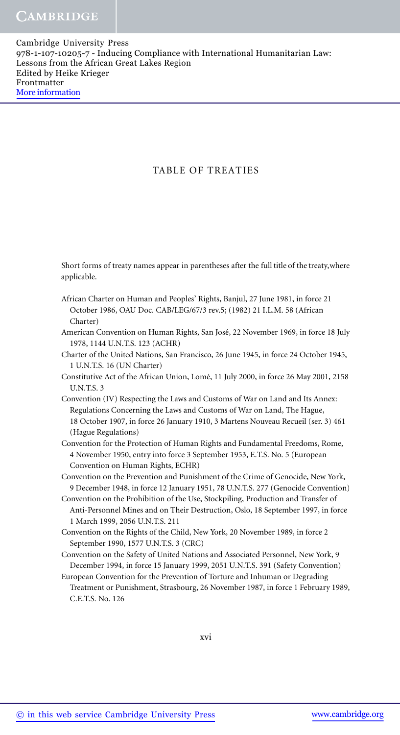# TABLE OF TREATIES

Short forms of treaty names appear in parentheses after the full title of the treaty,where applicable.

African Charter on Human and Peoples' Rights, Banjul, 27 June 1981, in force 21 October 1986, OAU Doc. CAB/LEG/67/3 rev.5; (1982) 21 I.L.M. 58 (African Charter)

American Convention on Human Rights, San José, 22 November 1969, in force 18 July 1978, 1144 U.N.T.S. 123 (ACHR)

Charter of the United Nations, San Francisco, 26 June 1945, in force 24 October 1945, 1 U.N.T.S. 16 (UN Charter)

Constitutive Act of the African Union, Lomé, 11 July 2000, in force 26 May 2001, 2158 U.N.T.S. 3

Convention (IV) Respecting the Laws and Customs of War on Land and Its Annex: Regulations Concerning the Laws and Customs of War on Land, The Hague, 18 October 1907, in force 26 January 1910, 3 Martens Nouveau Recueil (ser. 3) 461 (Hague Regulations)

Convention for the Protection of Human Rights and Fundamental Freedoms, Rome, 4 November 1950, entry into force 3 September 1953, E.T.S. No. 5 (European Convention on Human Rights, ECHR)

Convention on the Prevention and Punishment of the Crime of Genocide, New York, 9 December 1948, in force 12 January 1951, 78 U.N.T.S. 277 (Genocide Convention)

Convention on the Prohibition of the Use, Stockpiling, Production and Transfer of Anti-Personnel Mines and on Their Destruction, Oslo, 18 September 1997, in force 1 March 1999, 2056 U.N.T.S. 211

Convention on the Rights of the Child, New York, 20 November 1989, in force 2 September 1990, 1577 U.N.T.S. 3 (CRC)

Convention on the Safety of United Nations and Associated Personnel, New York, 9 December 1994, in force 15 January 1999, 2051 U.N.T.S. 391 (Safety Convention)

European Convention for the Prevention of Torture and Inhuman or Degrading Treatment or Punishment, Strasbourg, 26 November 1987, in force 1 February 1989, C.E.T.S. No. 126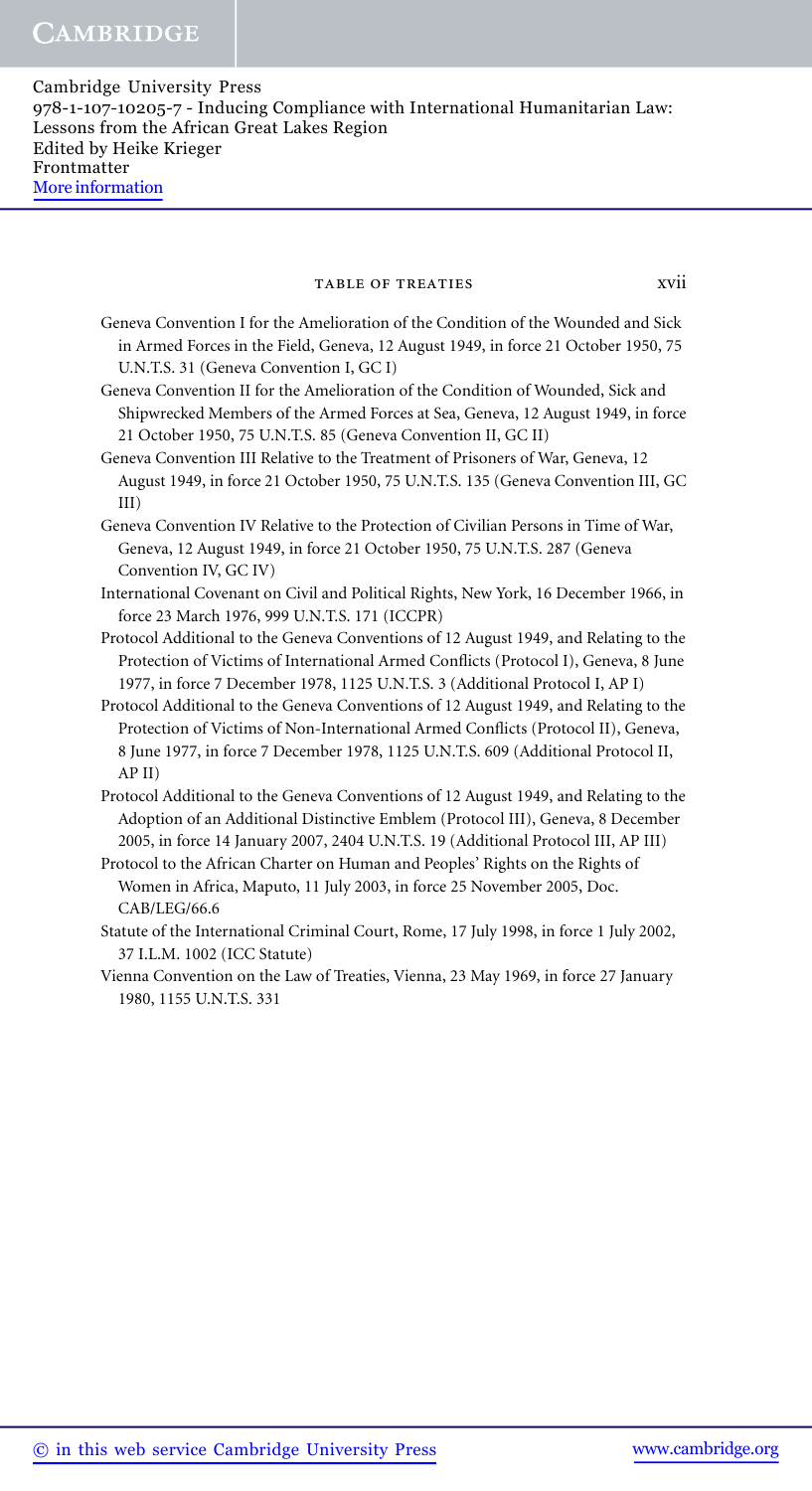Geneva Convention I for the Amelioration of the Condition of the Wounded and Sick in Armed Forces in the Field, Geneva, 12 August 1949, in force 21 October 1950, 75 U.N.T.S. 31 (Geneva Convention I, GC I)

Geneva Convention II for the Amelioration of the Condition of Wounded, Sick and Shipwrecked Members of the Armed Forces at Sea, Geneva, 12 August 1949, in force 21 October 1950, 75 U.N.T.S. 85 (Geneva Convention II, GC II)

Geneva Convention III Relative to the Treatment of Prisoners of War, Geneva, 12 August 1949, in force 21 October 1950, 75 U.N.T.S. 135 (Geneva Convention III, GC III)

Geneva Convention IV Relative to the Protection of Civilian Persons in Time of War, Geneva, 12 August 1949, in force 21 October 1950, 75 U.N.T.S. 287 (Geneva Convention IV, GC IV)

International Covenant on Civil and Political Rights, New York, 16 December 1966, in force 23 March 1976, 999 U.N.T.S. 171 (ICCPR)

Protocol Additional to the Geneva Conventions of 12 August 1949, and Relating to the Protection of Victims of International Armed Conflicts (Protocol I), Geneva, 8 June 1977, in force 7 December 1978, 1125 U.N.T.S. 3 (Additional Protocol I, AP I)

Protocol Additional to the Geneva Conventions of 12 August 1949, and Relating to the Protection of Victims of Non-International Armed Conflicts (Protocol II), Geneva, 8 June 1977, in force 7 December 1978, 1125 U.N.T.S. 609 (Additional Protocol II, AP II)

Protocol Additional to the Geneva Conventions of 12 August 1949, and Relating to the Adoption of an Additional Distinctive Emblem (Protocol III), Geneva, 8 December 2005, in force 14 January 2007, 2404 U.N.T.S. 19 (Additional Protocol III, AP III)

Protocol to the African Charter on Human and Peoples' Rights on the Rights of Women in Africa, Maputo, 11 July 2003, in force 25 November 2005, Doc. CAB/LEG/66.6

Statute of the International Criminal Court, Rome, 17 July 1998, in force 1 July 2002, 37 I.L.M. 1002 (ICC Statute)

Vienna Convention on the Law of Treaties, Vienna, 23 May 1969, in force 27 January 1980, 1155 U.N.T.S. 331